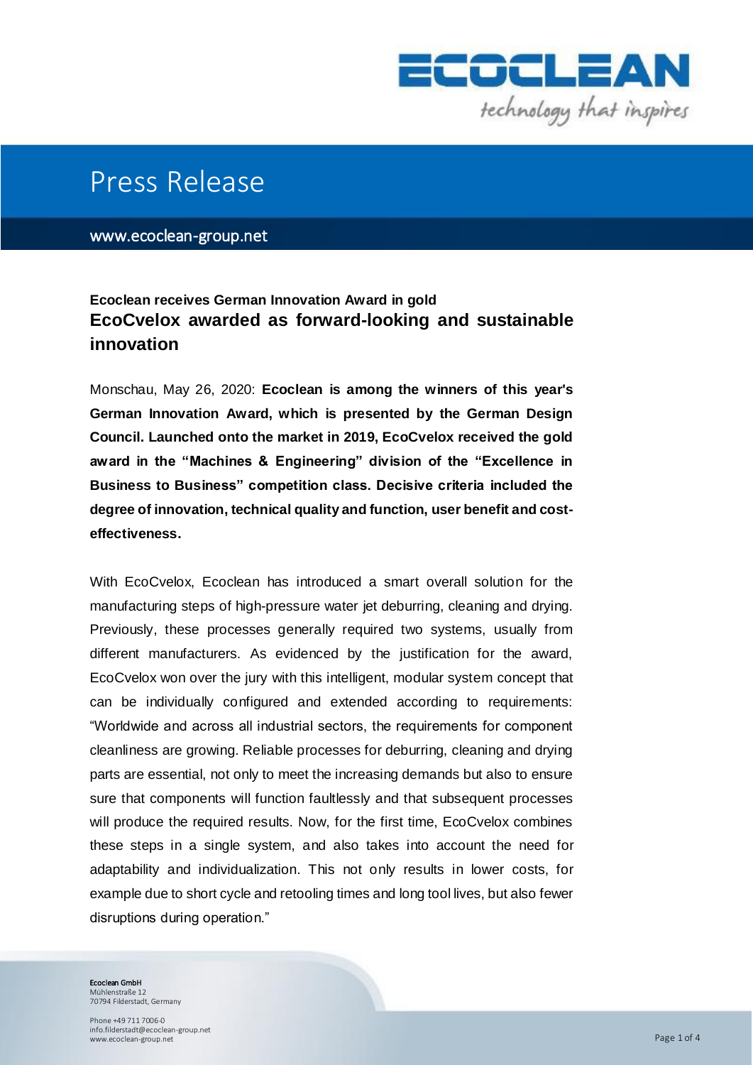# Press Release

www.ecoclean-group.net

**Ecoclean receives German Innovation Award in gold**

## EcoCvelox awarded as forward-looking and sustainable innovation

Monschau, May 26, 2020: **Ecoclean is among the winners of this year's German Innovation Award, which is presented by the German Design Council. Launched onto the market in 2019, EcoCvelox received the gold award in the "Machines & Engineering" division of the "Excellence in Business to Business" competition class. Decisive criteria included the degree of innovation, technical quality and function, user benefit and cost-effectiveness.**

With EcoCvelox, Ecoclean has introduced a smart overall solution for the manufacturing steps of high-pressure water jet deburring, cleaning and drying. Previously, these processes generally required two systems, usually from different manufacturers. As evidenced by the justification for the award, EcoCvelox won over the jury with this intelligent, modular system concept that can be individually configured and extended according to requirements: "Worldwide and across all industrial sectors, the requirements for component cleanliness are growing. Reliable processes for deburring, cleaning and drying parts are essential, not only to meet the increasing demands but also to ensure sure that components will function faultlessly and that subsequent processes will produce the required results. Now, for the first time, EcoCvelox combines these steps in a single system, and also takes into account the need for adaptability and individualization. This not only results in lower costs, for example due to short cycle and retooling times and long tool lives, but also fewer disruptions during operation."

**Ecoclean GmbH**
Mühlenstraße 12
70794 Filderstadt, Germany

Phone +49 711 7006-0
info.filderstadt@ecoclean-group.net
www.ecoclean-group.net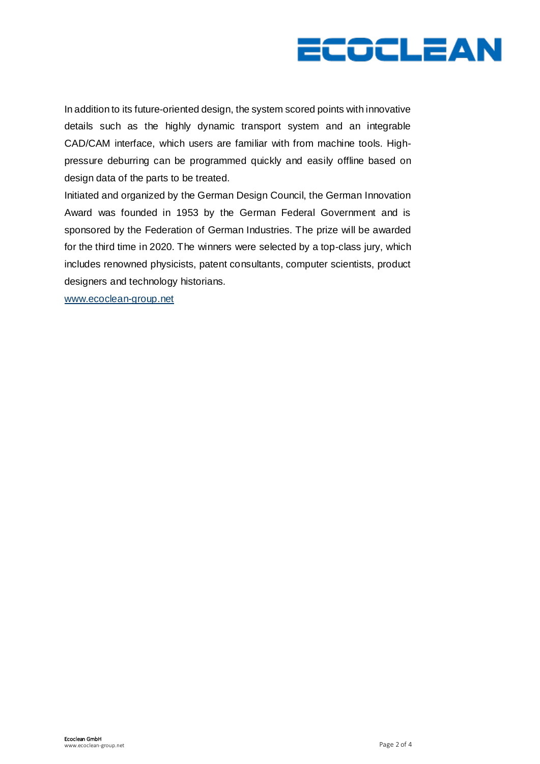In addition to its future-oriented design, the system scored points with innovative details such as the highly dynamic transport system and an integrable CAD/CAM interface, which users are familiar with from machine tools. High-pressure deburring can be programmed quickly and easily offline based on design data of the parts to be treated.

Initiated and organized by the German Design Council, the German Innovation Award was founded in 1953 by the German Federal Government and is sponsored by the Federation of German Industries. The prize will be awarded for the third time in 2020. The winners were selected by a top-class jury, which includes renowned physicists, patent consultants, computer scientists, product designers and technology historians.

[www.ecoclean-group.net](http://www.ecoclean-group.net)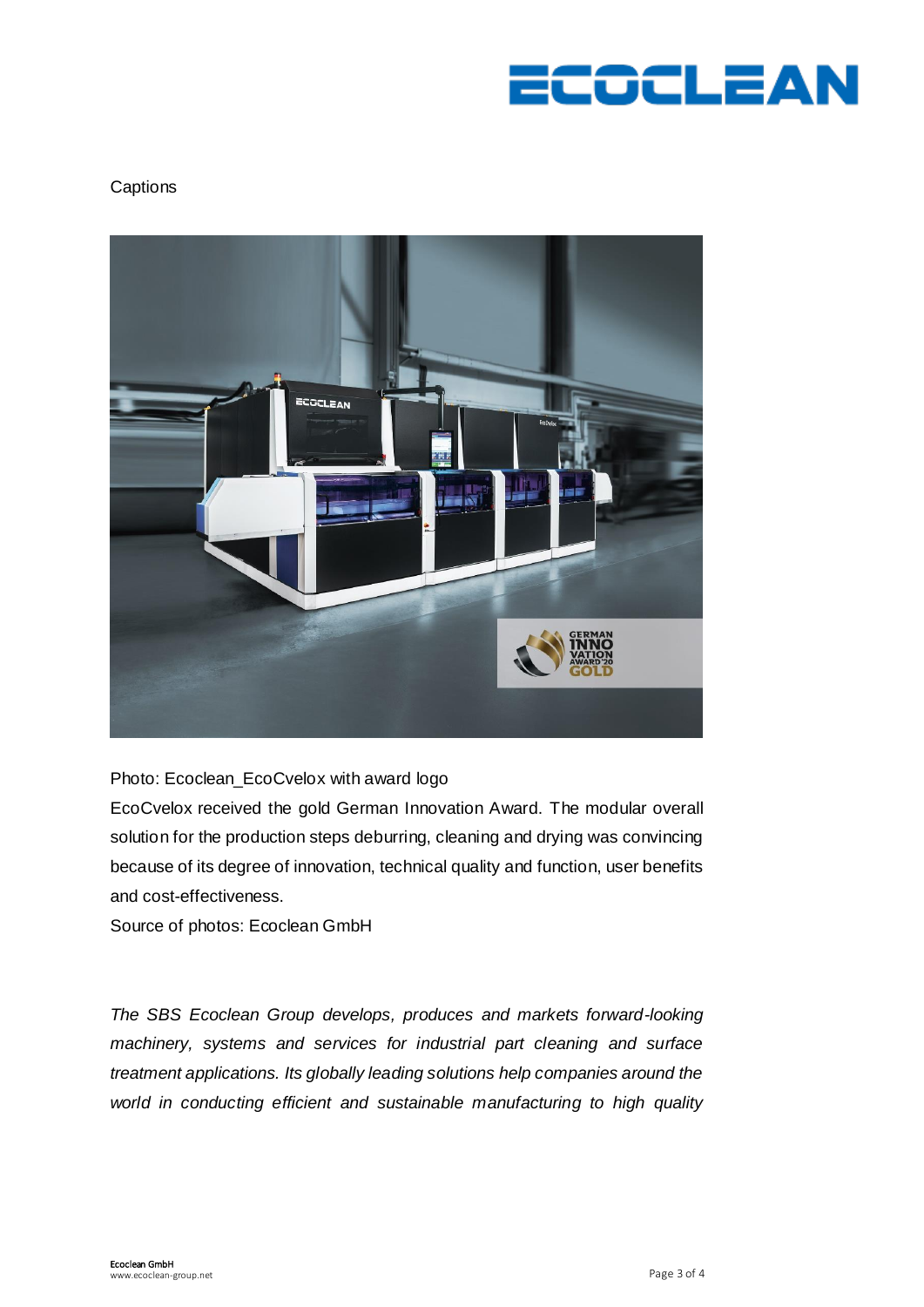Captions

Photo: Ecoclean_EcoCvelox with award logo

EcoCvelox received the gold German Innovation Award. The modular overall solution for the production steps deburring, cleaning and drying was convincing because of its degree of innovation, technical quality and function, user benefits and cost-effectiveness.

Source of photos: Ecoclean GmbH

*The SBS Ecoclean Group develops, produces and markets forward-looking machinery, systems and services for industrial part cleaning and surface treatment applications. Its globally leading solutions help companies around the world in conducting efficient and sustainable manufacturing to high quality*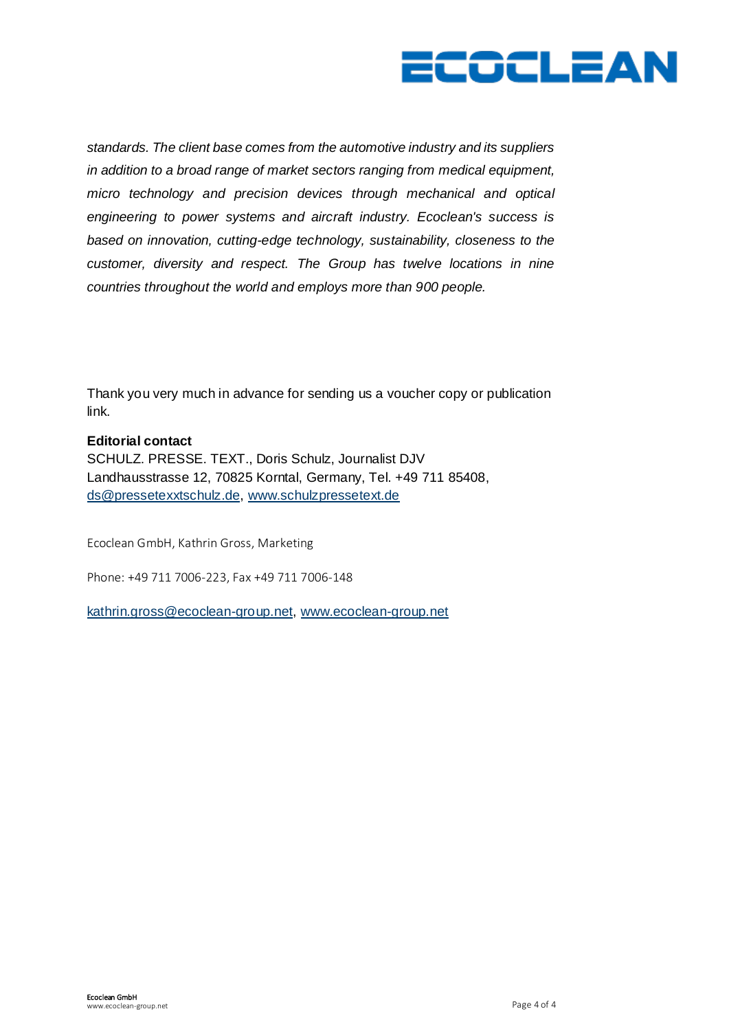*standards. The client base comes from the automotive industry and its suppliers in addition to a broad range of market sectors ranging from medical equipment, micro technology and precision devices through mechanical and optical engineering to power systems and aircraft industry. Ecoclean's success is based on innovation, cutting-edge technology, sustainability, closeness to the customer, diversity and respect. The Group has twelve locations in nine countries throughout the world and employs more than 900 people.*

Thank you very much in advance for sending us a voucher copy or publication link.

**Editorial contact**

SCHULZ. PRESSE. TEXT., Doris Schulz, Journalist DJV
Landhausstrasse 12, 70825 Korntal, Germany, Tel. +49 711 85408, ds@pressetexxtschulz.de, www.schulzpressetext.de

Ecoclean GmbH, Kathrin Gross, Marketing

Phone: +49 711 7006-223, Fax +49 711 7006-148

kathrin.gross@ecoclean-group.net, www.ecoclean-group.net